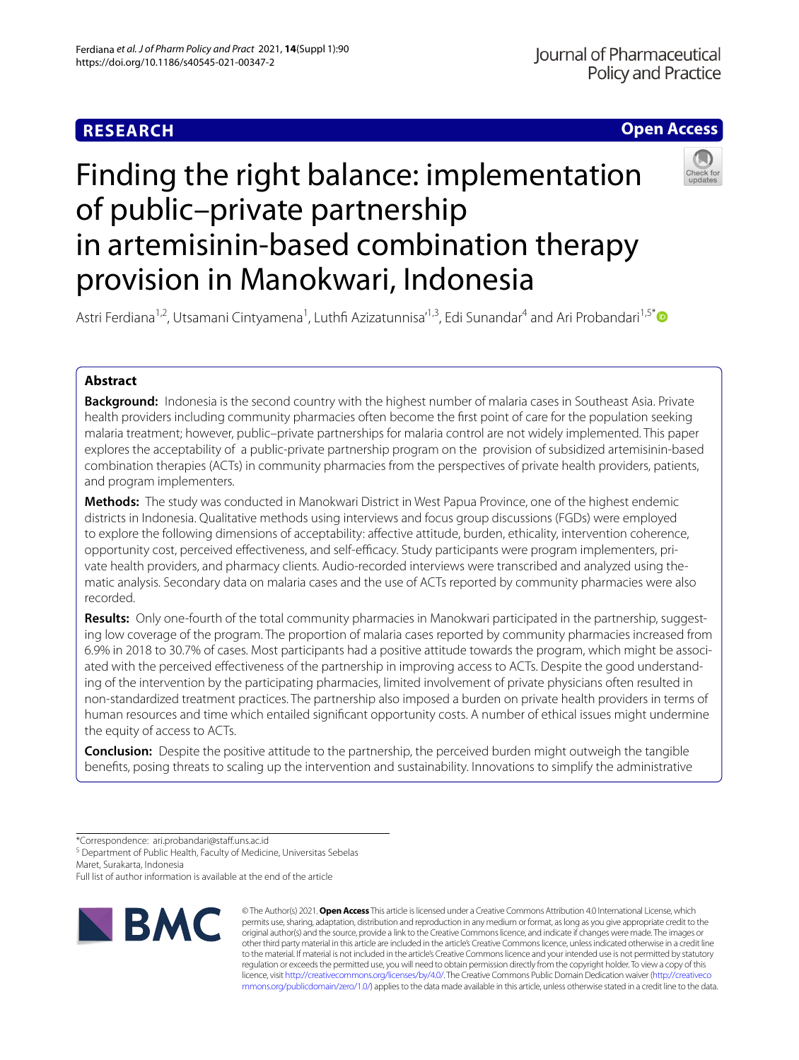RESEARCH

Open Access

# Finding the right balance: implementation of public–private partnership in artemisinin-based combination therapy provision in Manokwari, Indonesia

Astri Ferdiana[1,2], Utsamani Cintyamena[1], Luthfi Azizatunnisa'[1,3], Edi Sunandar[4] and Ari Probandari[1,5*]

## Abstract

**Background:** Indonesia is the second country with the highest number of malaria cases in Southeast Asia. Private health providers including community pharmacies often become the first point of care for the population seeking malaria treatment; however, public–private partnerships for malaria control are not widely implemented. This paper explores the acceptability of a public-private partnership program on the provision of subsidized artemisinin-based combination therapies (ACTs) in community pharmacies from the perspectives of private health providers, patients, and program implementers.

**Methods:** The study was conducted in Manokwari District in West Papua Province, one of the highest endemic districts in Indonesia. Qualitative methods using interviews and focus group discussions (FGDs) were employed to explore the following dimensions of acceptability: affective attitude, burden, ethicality, intervention coherence, opportunity cost, perceived effectiveness, and self-efficacy. Study participants were program implementers, private health providers, and pharmacy clients. Audio-recorded interviews were transcribed and analyzed using thematic analysis. Secondary data on malaria cases and the use of ACTs reported by community pharmacies were also recorded.

**Results:** Only one-fourth of the total community pharmacies in Manokwari participated in the partnership, suggesting low coverage of the program. The proportion of malaria cases reported by community pharmacies increased from 6.9% in 2018 to 30.7% of cases. Most participants had a positive attitude towards the program, which might be associated with the perceived effectiveness of the partnership in improving access to ACTs. Despite the good understanding of the intervention by the participating pharmacies, limited involvement of private physicians often resulted in non-standardized treatment practices. The partnership also imposed a burden on private health providers in terms of human resources and time which entailed significant opportunity costs. A number of ethical issues might undermine the equity of access to ACTs.

**Conclusion:** Despite the positive attitude to the partnership, the perceived burden might outweigh the tangible benefits, posing threats to scaling up the intervention and sustainability. Innovations to simplify the administrative

*Correspondence: ari.probandari@staff.uns.ac.id
[5] Department of Public Health, Faculty of Medicine, Universitas Sebelas Maret, Surakarta, Indonesia
Full list of author information is available at the end of the article

© The Author(s) 2021. **Open Access** This article is licensed under a Creative Commons Attribution 4.0 International License, which permits use, sharing, adaptation, distribution and reproduction in any medium or format, as long as you give appropriate credit to the original author(s) and the source, provide a link to the Creative Commons licence, and indicate if changes were made. The images or other third party material in this article are included in the article's Creative Commons licence, unless indicated otherwise in a credit line to the material. If material is not included in the article's Creative Commons licence and your intended use is not permitted by statutory regulation or exceeds the permitted use, you will need to obtain permission directly from the copyright holder. To view a copy of this licence, visit http://creativecommons.org/licenses/by/4.0/. The Creative Commons Public Domain Dedication waiver (http://creativecommons.org/publicdomain/zero/1.0/) applies to the data made available in this article, unless otherwise stated in a credit line to the data.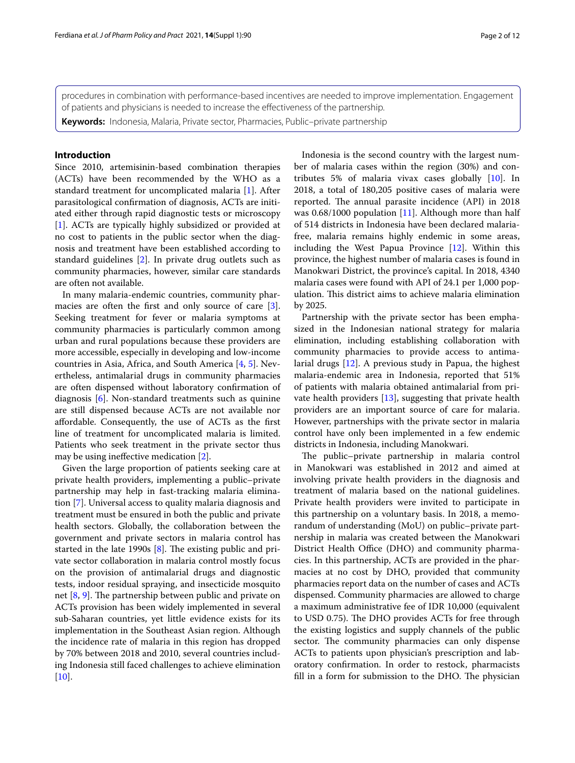procedures in combination with performance-based incentives are needed to improve implementation. Engagement of patients and physicians is needed to increase the effectiveness of the partnership.

**Keywords:** Indonesia, Malaria, Private sector, Pharmacies, Public–private partnership

## Introduction

Since 2010, artemisinin-based combination therapies (ACTs) have been recommended by the WHO as a standard treatment for uncomplicated malaria [1]. After parasitological confirmation of diagnosis, ACTs are initiated either through rapid diagnostic tests or microscopy [1]. ACTs are typically highly subsidized or provided at no cost to patients in the public sector when the diagnosis and treatment have been established according to standard guidelines [2]. In private drug outlets such as community pharmacies, however, similar care standards are often not available.

In many malaria-endemic countries, community pharmacies are often the first and only source of care [3]. Seeking treatment for fever or malaria symptoms at community pharmacies is particularly common among urban and rural populations because these providers are more accessible, especially in developing and low-income countries in Asia, Africa, and South America [4, 5]. Nevertheless, antimalarial drugs in community pharmacies are often dispensed without laboratory confirmation of diagnosis [6]. Non-standard treatments such as quinine are still dispensed because ACTs are not available nor affordable. Consequently, the use of ACTs as the first line of treatment for uncomplicated malaria is limited. Patients who seek treatment in the private sector thus may be using ineffective medication [2].

Given the large proportion of patients seeking care at private health providers, implementing a public–private partnership may help in fast-tracking malaria elimination [7]. Universal access to quality malaria diagnosis and treatment must be ensured in both the public and private health sectors. Globally, the collaboration between the government and private sectors in malaria control has started in the late 1990s [8]. The existing public and private sector collaboration in malaria control mostly focus on the provision of antimalarial drugs and diagnostic tests, indoor residual spraying, and insecticide mosquito net [8, 9]. The partnership between public and private on ACTs provision has been widely implemented in several sub-Saharan countries, yet little evidence exists for its implementation in the Southeast Asian region. Although the incidence rate of malaria in this region has dropped by 70% between 2018 and 2010, several countries including Indonesia still faced challenges to achieve elimination [10].

Indonesia is the second country with the largest number of malaria cases within the region (30%) and contributes 5% of malaria vivax cases globally [10]. In 2018, a total of 180,205 positive cases of malaria were reported. The annual parasite incidence (API) in 2018 was 0.68/1000 population [11]. Although more than half of 514 districts in Indonesia have been declared malaria-free, malaria remains highly endemic in some areas, including the West Papua Province [12]. Within this province, the highest number of malaria cases is found in Manokwari District, the province's capital. In 2018, 4340 malaria cases were found with API of 24.1 per 1,000 population. This district aims to achieve malaria elimination by 2025.

Partnership with the private sector has been emphasized in the Indonesian national strategy for malaria elimination, including establishing collaboration with community pharmacies to provide access to antimalarial drugs [12]. A previous study in Papua, the highest malaria-endemic area in Indonesia, reported that 51% of patients with malaria obtained antimalarial from private health providers [13], suggesting that private health providers are an important source of care for malaria. However, partnerships with the private sector in malaria control have only been implemented in a few endemic districts in Indonesia, including Manokwari.

The public–private partnership in malaria control in Manokwari was established in 2012 and aimed at involving private health providers in the diagnosis and treatment of malaria based on the national guidelines. Private health providers were invited to participate in this partnership on a voluntary basis. In 2018, a memorandum of understanding (MoU) on public–private partnership in malaria was created between the Manokwari District Health Office (DHO) and community pharmacies. In this partnership, ACTs are provided in the pharmacies at no cost by DHO, provided that community pharmacies report data on the number of cases and ACTs dispensed. Community pharmacies are allowed to charge a maximum administrative fee of IDR 10,000 (equivalent to USD 0.75). The DHO provides ACTs for free through the existing logistics and supply channels of the public sector. The community pharmacies can only dispense ACTs to patients upon physician's prescription and laboratory confirmation. In order to restock, pharmacists fill in a form for submission to the DHO. The physician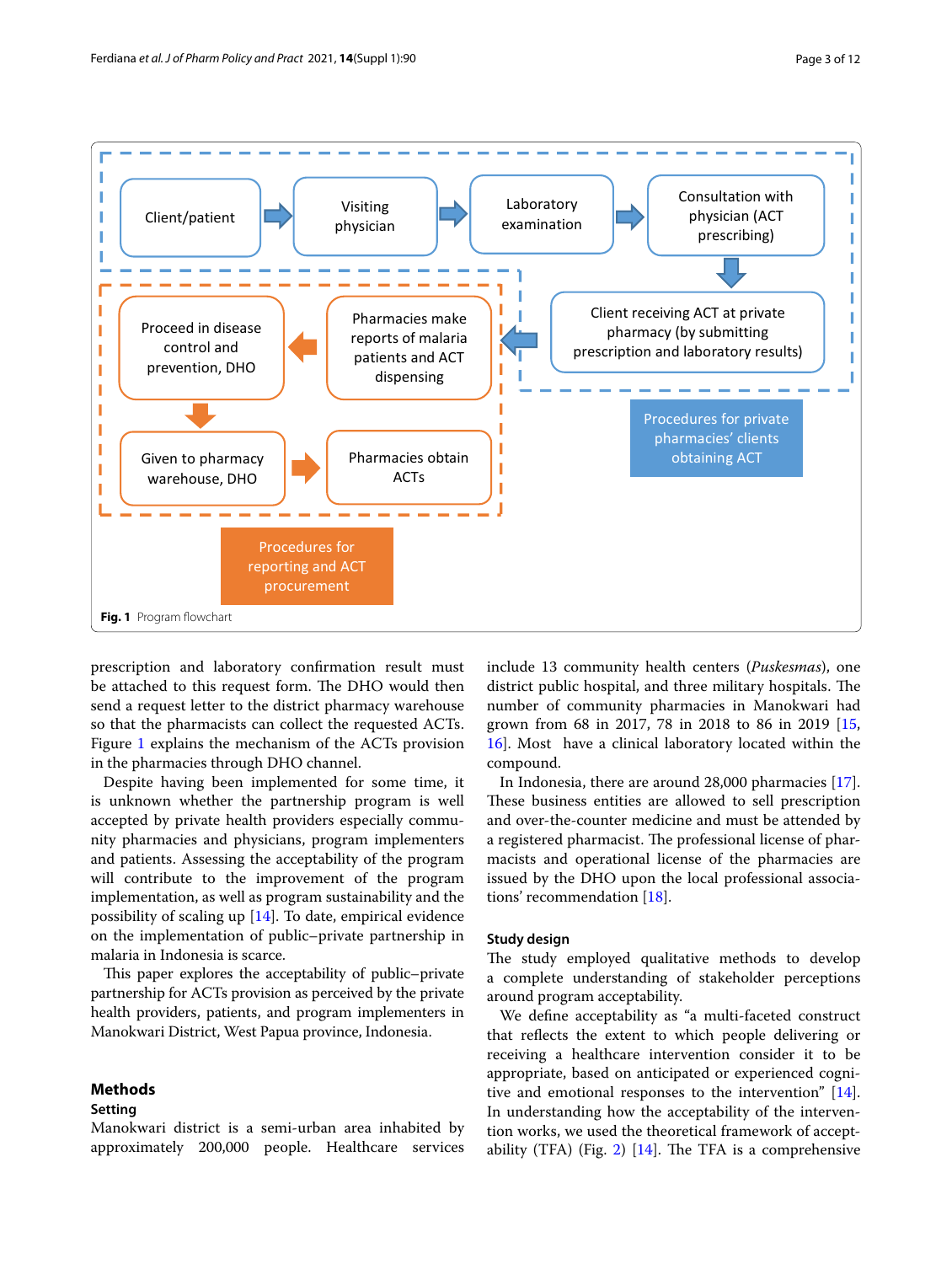Fig. 1 Program flowchart

prescription and laboratory confirmation result must be attached to this request form. The DHO would then send a request letter to the district pharmacy warehouse so that the pharmacists can collect the requested ACTs. Figure 1 explains the mechanism of the ACTs provision in the pharmacies through DHO channel.

Despite having been implemented for some time, it is unknown whether the partnership program is well accepted by private health providers especially community pharmacies and physicians, program implementers and patients. Assessing the acceptability of the program will contribute to the improvement of the program implementation, as well as program sustainability and the possibility of scaling up [14]. To date, empirical evidence on the implementation of public–private partnership in malaria in Indonesia is scarce.

This paper explores the acceptability of public–private partnership for ACTs provision as perceived by the private health providers, patients, and program implementers in Manokwari District, West Papua province, Indonesia.

## Methods

### Setting

Manokwari district is a semi-urban area inhabited by approximately 200,000 people. Healthcare services include 13 community health centers (*Puskesmas*), one district public hospital, and three military hospitals. The number of community pharmacies in Manokwari had grown from 68 in 2017, 78 in 2018 to 86 in 2019 [15, 16]. Most have a clinical laboratory located within the compound.

In Indonesia, there are around 28,000 pharmacies [17]. These business entities are allowed to sell prescription and over-the-counter medicine and must be attended by a registered pharmacist. The professional license of pharmacists and operational license of the pharmacies are issued by the DHO upon the local professional associations' recommendation [18].

### Study design

The study employed qualitative methods to develop a complete understanding of stakeholder perceptions around program acceptability.

We define acceptability as "a multi-faceted construct that reflects the extent to which people delivering or receiving a healthcare intervention consider it to be appropriate, based on anticipated or experienced cognitive and emotional responses to the intervention" [14]. In understanding how the acceptability of the intervention works, we used the theoretical framework of acceptability (TFA) (Fig. 2) [14]. The TFA is a comprehensive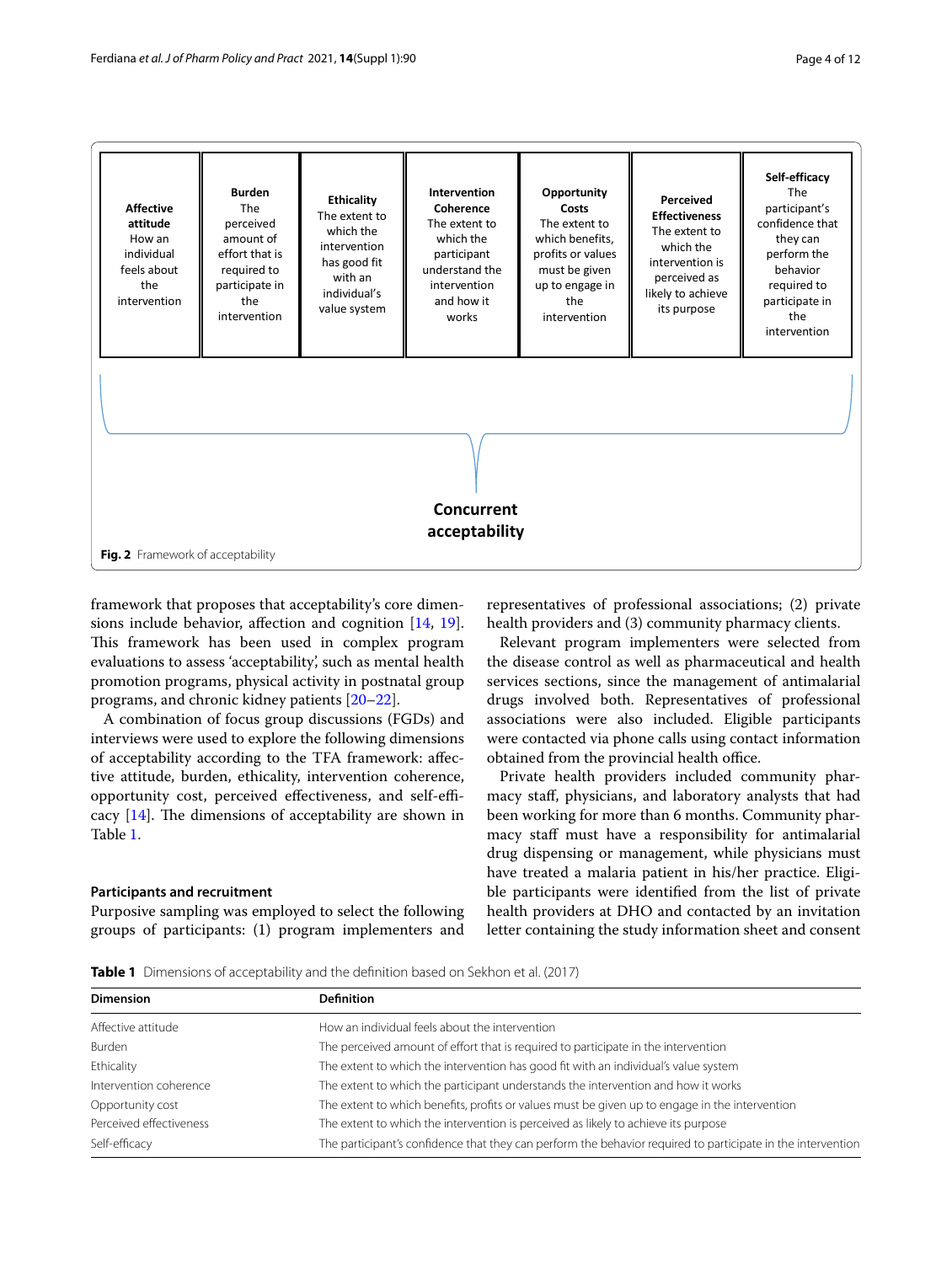| Affective attitude | Burden | Ethicality | Intervention Coherence | Opportunity Costs | Perceived Effectiveness | Self-efficacy |
|---|---|---|---|---|---|---|
| How an individual feels about the intervention | The perceived amount of effort that is required to participate in the intervention | The extent to which the intervention has good fit with an individual's value system | The extent to which the participant understand the intervention and how it works | The extent to which benefits, profits or values must be given up to engage in the intervention | The extent to which the intervention is perceived as likely to achieve its purpose | The participant's confidence that they can perform the behavior required to participate in the intervention |

**Concurrent acceptability**

**Fig. 2** Framework of acceptability

framework that proposes that acceptability's core dimensions include behavior, affection and cognition [14, 19]. This framework has been used in complex program evaluations to assess 'acceptability', such as mental health promotion programs, physical activity in postnatal group programs, and chronic kidney patients [20–22].

A combination of focus group discussions (FGDs) and interviews were used to explore the following dimensions of acceptability according to the TFA framework: affective attitude, burden, ethicality, intervention coherence, opportunity cost, perceived effectiveness, and self-efficacy [14]. The dimensions of acceptability are shown in Table 1.

### Participants and recruitment

Purposive sampling was employed to select the following groups of participants: (1) program implementers and representatives of professional associations; (2) private health providers and (3) community pharmacy clients.

Relevant program implementers were selected from the disease control as well as pharmaceutical and health services sections, since the management of antimalarial drugs involved both. Representatives of professional associations were also included. Eligible participants were contacted via phone calls using contact information obtained from the provincial health office.

Private health providers included community pharmacy staff, physicians, and laboratory analysts that had been working for more than 6 months. Community pharmacy staff must have a responsibility for antimalarial drug dispensing or management, while physicians must have treated a malaria patient in his/her practice. Eligible participants were identified from the list of private health providers at DHO and contacted by an invitation letter containing the study information sheet and consent

**Table 1** Dimensions of acceptability and the definition based on Sekhon et al. (2017)

| Dimension | Definition |
|---|---|
| Affective attitude | How an individual feels about the intervention |
| Burden | The perceived amount of effort that is required to participate in the intervention |
| Ethicality | The extent to which the intervention has good fit with an individual's value system |
| Intervention coherence | The extent to which the participant understands the intervention and how it works |
| Opportunity cost | The extent to which benefits, profits or values must be given up to engage in the intervention |
| Perceived effectiveness | The extent to which the intervention is perceived as likely to achieve its purpose |
| Self-efficacy | The participant's confidence that they can perform the behavior required to participate in the intervention |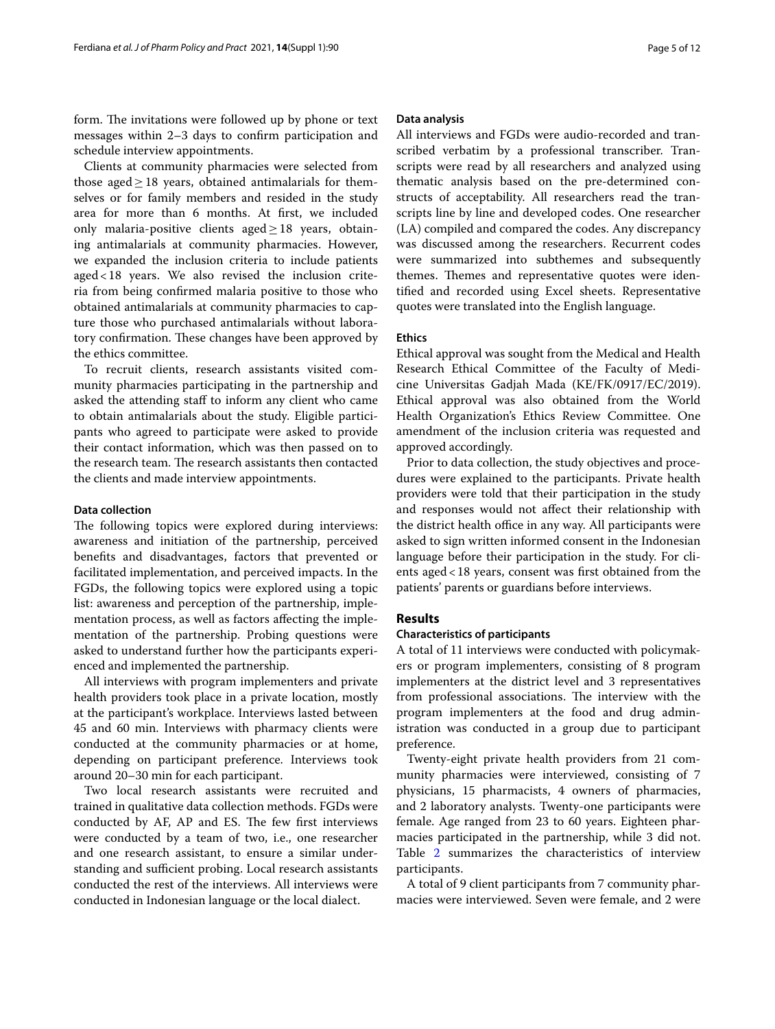form. The invitations were followed up by phone or text messages within 2–3 days to confirm participation and schedule interview appointments.

Clients at community pharmacies were selected from those aged ≥ 18 years, obtained antimalarials for themselves or for family members and resided in the study area for more than 6 months. At first, we included only malaria-positive clients aged ≥ 18 years, obtaining antimalarials at community pharmacies. However, we expanded the inclusion criteria to include patients aged < 18 years. We also revised the inclusion criteria from being confirmed malaria positive to those who obtained antimalarials at community pharmacies to capture those who purchased antimalarials without laboratory confirmation. These changes have been approved by the ethics committee.

To recruit clients, research assistants visited community pharmacies participating in the partnership and asked the attending staff to inform any client who came to obtain antimalarials about the study. Eligible participants who agreed to participate were asked to provide their contact information, which was then passed on to the research team. The research assistants then contacted the clients and made interview appointments.

#### Data collection

The following topics were explored during interviews: awareness and initiation of the partnership, perceived benefits and disadvantages, factors that prevented or facilitated implementation, and perceived impacts. In the FGDs, the following topics were explored using a topic list: awareness and perception of the partnership, implementation process, as well as factors affecting the implementation of the partnership. Probing questions were asked to understand further how the participants experienced and implemented the partnership.

All interviews with program implementers and private health providers took place in a private location, mostly at the participant's workplace. Interviews lasted between 45 and 60 min. Interviews with pharmacy clients were conducted at the community pharmacies or at home, depending on participant preference. Interviews took around 20–30 min for each participant.

Two local research assistants were recruited and trained in qualitative data collection methods. FGDs were conducted by AF, AP and ES. The few first interviews were conducted by a team of two, i.e., one researcher and one research assistant, to ensure a similar understanding and sufficient probing. Local research assistants conducted the rest of the interviews. All interviews were conducted in Indonesian language or the local dialect.

#### Data analysis

All interviews and FGDs were audio-recorded and transcribed verbatim by a professional transcriber. Transcripts were read by all researchers and analyzed using thematic analysis based on the pre-determined constructs of acceptability. All researchers read the transcripts line by line and developed codes. One researcher (LA) compiled and compared the codes. Any discrepancy was discussed among the researchers. Recurrent codes were summarized into subthemes and subsequently themes. Themes and representative quotes were identified and recorded using Excel sheets. Representative quotes were translated into the English language.

#### Ethics

Ethical approval was sought from the Medical and Health Research Ethical Committee of the Faculty of Medicine Universitas Gadjah Mada (KE/FK/0917/EC/2019). Ethical approval was also obtained from the World Health Organization's Ethics Review Committee. One amendment of the inclusion criteria was requested and approved accordingly.

Prior to data collection, the study objectives and procedures were explained to the participants. Private health providers were told that their participation in the study and responses would not affect their relationship with the district health office in any way. All participants were asked to sign written informed consent in the Indonesian language before their participation in the study. For clients aged < 18 years, consent was first obtained from the patients' parents or guardians before interviews.

## Results

#### Characteristics of participants

A total of 11 interviews were conducted with policymakers or program implementers, consisting of 8 program implementers at the district level and 3 representatives from professional associations. The interview with the program implementers at the food and drug administration was conducted in a group due to participant preference.

Twenty-eight private health providers from 21 community pharmacies were interviewed, consisting of 7 physicians, 15 pharmacists, 4 owners of pharmacies, and 2 laboratory analysts. Twenty-one participants were female. Age ranged from 23 to 60 years. Eighteen pharmacies participated in the partnership, while 3 did not. Table 2 summarizes the characteristics of interview participants.

A total of 9 client participants from 7 community pharmacies were interviewed. Seven were female, and 2 were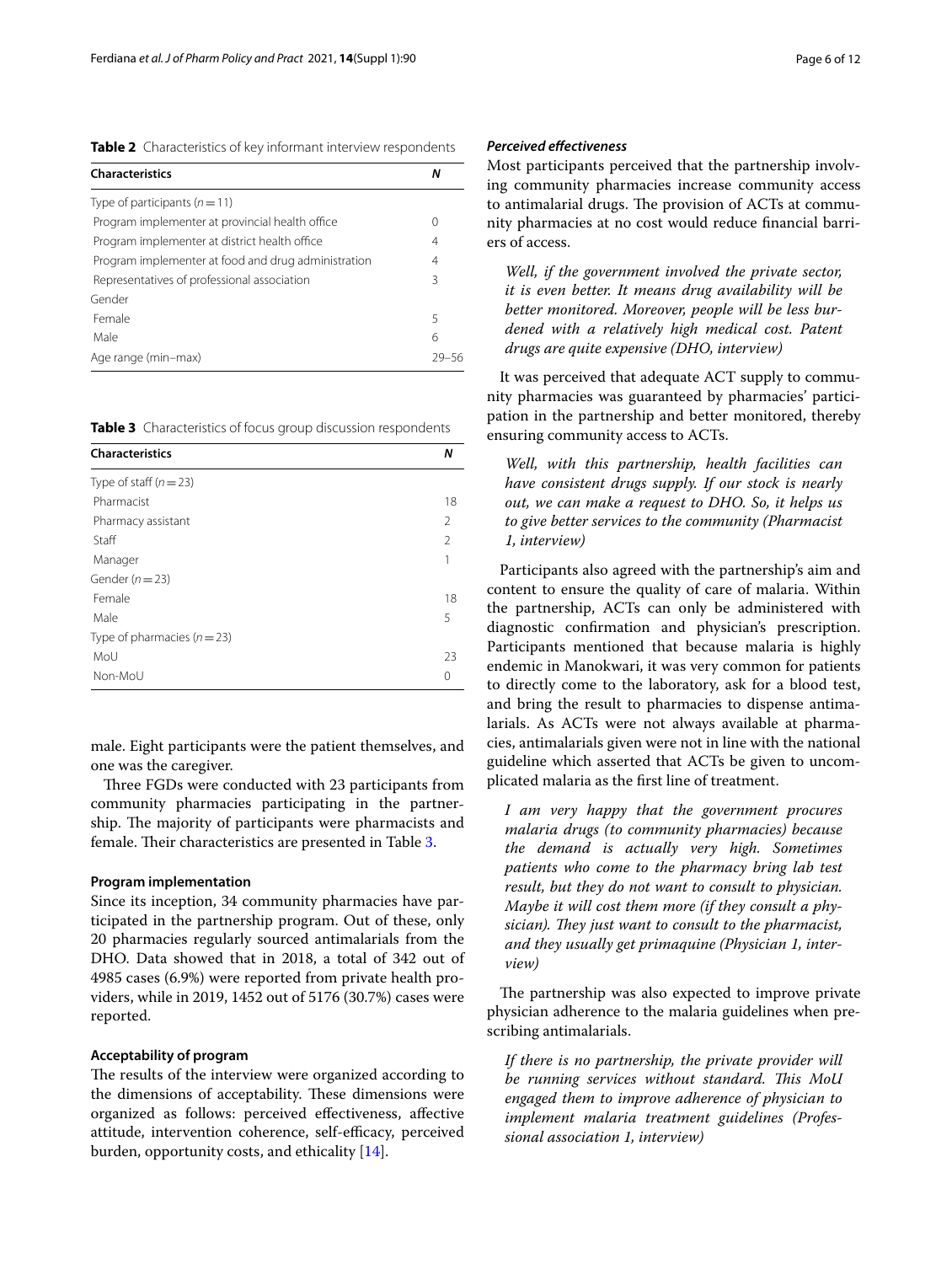**Table 2** Characteristics of key informant interview respondents

| Characteristics | N |
|---|---|
| Type of participants (n = 11) | |
| Program implementer at provincial health office | 0 |
| Program implementer at district health office | 4 |
| Program implementer at food and drug administration | 4 |
| Representatives of professional association | 3 |
| Gender | |
| Female | 5 |
| Male | 6 |
| Age range (min–max) | 29–56 |

**Table 3** Characteristics of focus group discussion respondents

| Characteristics | N |
|---|---|
| Type of staff (n = 23) | |
| Pharmacist | 18 |
| Pharmacy assistant | 2 |
| Staff | 2 |
| Manager | 1 |
| Gender (n = 23) | |
| Female | 18 |
| Male | 5 |
| Type of pharmacies (n = 23) | |
| MoU | 23 |
| Non-MoU | 0 |

male. Eight participants were the patient themselves, and one was the caregiver.

Three FGDs were conducted with 23 participants from community pharmacies participating in the partnership. The majority of participants were pharmacists and female. Their characteristics are presented in Table 3.

### Program implementation

Since its inception, 34 community pharmacies have participated in the partnership program. Out of these, only 20 pharmacies regularly sourced antimalarials from the DHO. Data showed that in 2018, a total of 342 out of 4985 cases (6.9%) were reported from private health providers, while in 2019, 1452 out of 5176 (30.7%) cases were reported.

### Acceptability of program

The results of the interview were organized according to the dimensions of acceptability. These dimensions were organized as follows: perceived effectiveness, affective attitude, intervention coherence, self-efficacy, perceived burden, opportunity costs, and ethicality [14].

#### *Perceived effectiveness*

Most participants perceived that the partnership involving community pharmacies increase community access to antimalarial drugs. The provision of ACTs at community pharmacies at no cost would reduce financial barriers of access.

> *Well, if the government involved the private sector, it is even better. It means drug availability will be better monitored. Moreover, people will be less burdened with a relatively high medical cost. Patent drugs are quite expensive (DHO, interview)*

It was perceived that adequate ACT supply to community pharmacies was guaranteed by pharmacies' participation in the partnership and better monitored, thereby ensuring community access to ACTs.

> *Well, with this partnership, health facilities can have consistent drugs supply. If our stock is nearly out, we can make a request to DHO. So, it helps us to give better services to the community (Pharmacist 1, interview)*

Participants also agreed with the partnership's aim and content to ensure the quality of care of malaria. Within the partnership, ACTs can only be administered with diagnostic confirmation and physician's prescription. Participants mentioned that because malaria is highly endemic in Manokwari, it was very common for patients to directly come to the laboratory, ask for a blood test, and bring the result to pharmacies to dispense antimalarials. As ACTs were not always available at pharmacies, antimalarials given were not in line with the national guideline which asserted that ACTs be given to uncomplicated malaria as the first line of treatment.

> *I am very happy that the government procures malaria drugs (to community pharmacies) because the demand is actually very high. Sometimes patients who come to the pharmacy bring lab test result, but they do not want to consult to physician. Maybe it will cost them more (if they consult a physician). They just want to consult to the pharmacist, and they usually get primaquine (Physician 1, interview)*

The partnership was also expected to improve private physician adherence to the malaria guidelines when prescribing antimalarials.

> *If there is no partnership, the private provider will be running services without standard. This MoU engaged them to improve adherence of physician to implement malaria treatment guidelines (Professional association 1, interview)*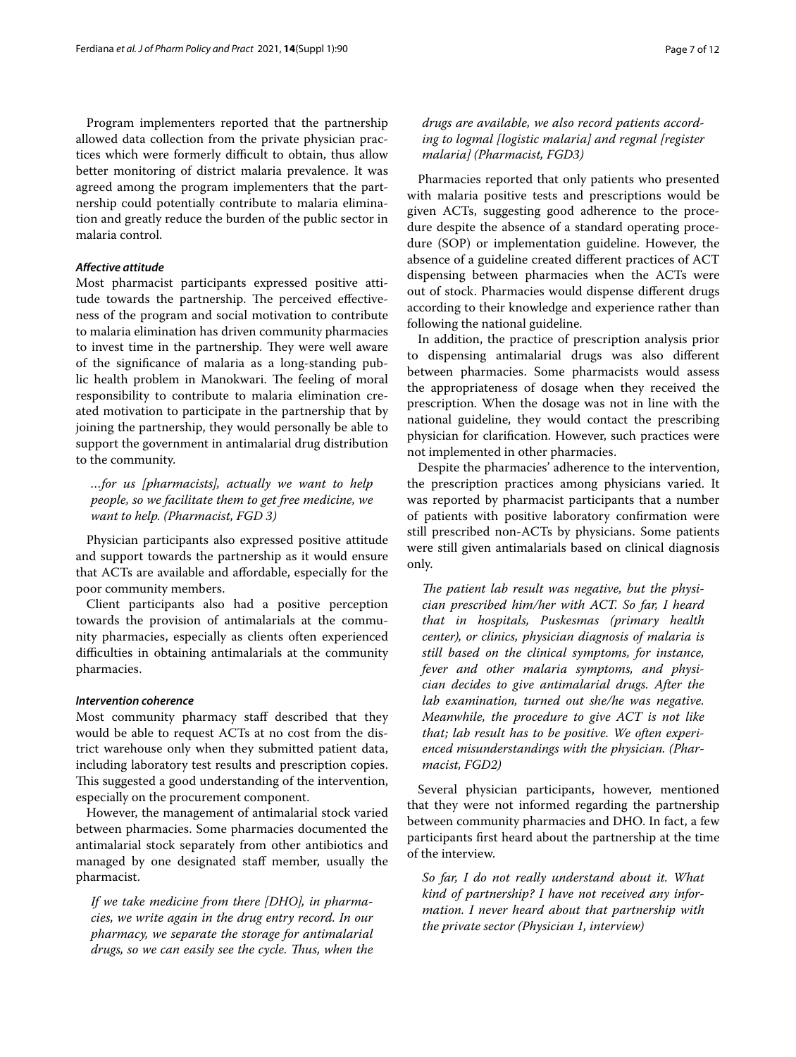Program implementers reported that the partnership allowed data collection from the private physician practices which were formerly difficult to obtain, thus allow better monitoring of district malaria prevalence. It was agreed among the program implementers that the partnership could potentially contribute to malaria elimination and greatly reduce the burden of the public sector in malaria control.

### *Affective attitude*

Most pharmacist participants expressed positive attitude towards the partnership. The perceived effectiveness of the program and social motivation to contribute to malaria elimination has driven community pharmacies to invest time in the partnership. They were well aware of the significance of malaria as a long-standing public health problem in Manokwari. The feeling of moral responsibility to contribute to malaria elimination created motivation to participate in the partnership that by joining the partnership, they would personally be able to support the government in antimalarial drug distribution to the community.

> *…for us [pharmacists], actually we want to help people, so we facilitate them to get free medicine, we want to help. (Pharmacist, FGD 3)*

Physician participants also expressed positive attitude and support towards the partnership as it would ensure that ACTs are available and affordable, especially for the poor community members.

Client participants also had a positive perception towards the provision of antimalarials at the community pharmacies, especially as clients often experienced difficulties in obtaining antimalarials at the community pharmacies.

### *Intervention coherence*

Most community pharmacy staff described that they would be able to request ACTs at no cost from the district warehouse only when they submitted patient data, including laboratory test results and prescription copies. This suggested a good understanding of the intervention, especially on the procurement component.

However, the management of antimalarial stock varied between pharmacies. Some pharmacies documented the antimalarial stock separately from other antibiotics and managed by one designated staff member, usually the pharmacist.

> *If we take medicine from there [DHO], in pharmacies, we write again in the drug entry record. In our pharmacy, we separate the storage for antimalarial drugs, so we can easily see the cycle. Thus, when the drugs are available, we also record patients according to logmal [logistic malaria] and regmal [register malaria] (Pharmacist, FGD3)*

Pharmacies reported that only patients who presented with malaria positive tests and prescriptions would be given ACTs, suggesting good adherence to the procedure despite the absence of a standard operating procedure (SOP) or implementation guideline. However, the absence of a guideline created different practices of ACT dispensing between pharmacies when the ACTs were out of stock. Pharmacies would dispense different drugs according to their knowledge and experience rather than following the national guideline.

In addition, the practice of prescription analysis prior to dispensing antimalarial drugs was also different between pharmacies. Some pharmacists would assess the appropriateness of dosage when they received the prescription. When the dosage was not in line with the national guideline, they would contact the prescribing physician for clarification. However, such practices were not implemented in other pharmacies.

Despite the pharmacies' adherence to the intervention, the prescription practices among physicians varied. It was reported by pharmacist participants that a number of patients with positive laboratory confirmation were still prescribed non-ACTs by physicians. Some patients were still given antimalarials based on clinical diagnosis only.

> *The patient lab result was negative, but the physician prescribed him/her with ACT. So far, I heard that in hospitals, Puskesmas (primary health center), or clinics, physician diagnosis of malaria is still based on the clinical symptoms, for instance, fever and other malaria symptoms, and physician decides to give antimalarial drugs. After the lab examination, turned out she/he was negative. Meanwhile, the procedure to give ACT is not like that; lab result has to be positive. We often experienced misunderstandings with the physician. (Pharmacist, FGD2)*

Several physician participants, however, mentioned that they were not informed regarding the partnership between community pharmacies and DHO. In fact, a few participants first heard about the partnership at the time of the interview.

> *So far, I do not really understand about it. What kind of partnership? I have not received any information. I never heard about that partnership with the private sector (Physician 1, interview)*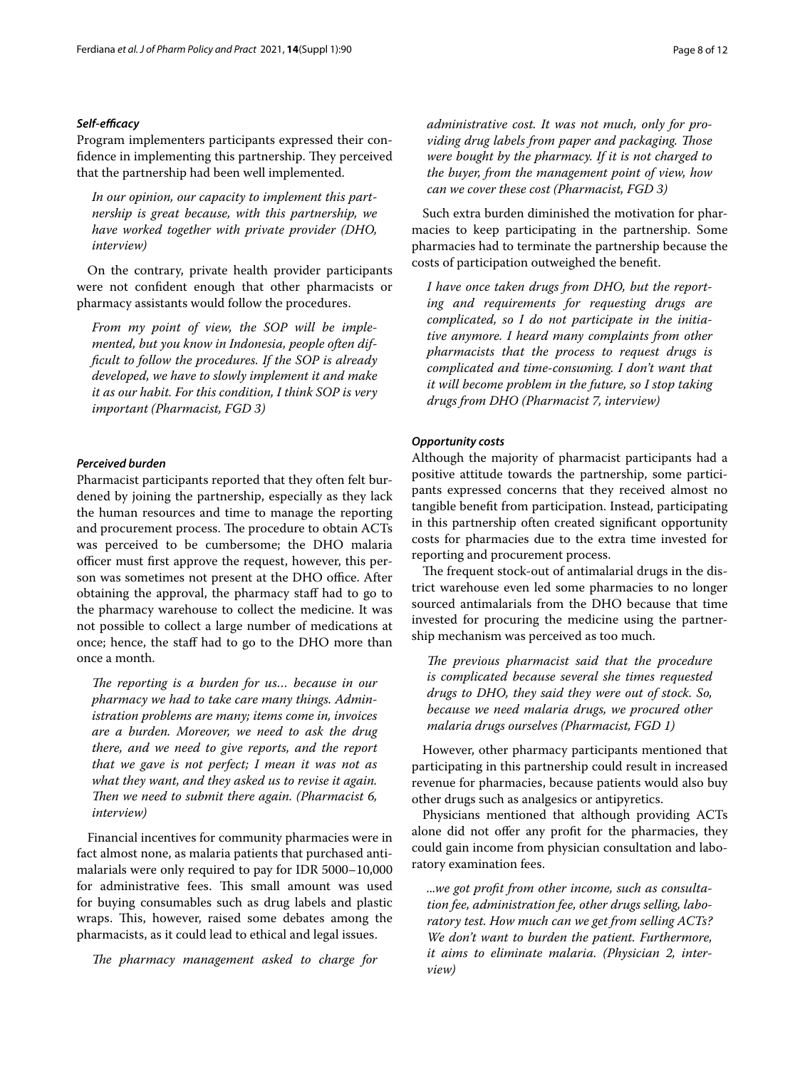### *Self-efficacy*

Program implementers participants expressed their confidence in implementing this partnership. They perceived that the partnership had been well implemented.

> *In our opinion, our capacity to implement this partnership is great because, with this partnership, we have worked together with private provider (DHO, interview)*

On the contrary, private health provider participants were not confident enough that other pharmacists or pharmacy assistants would follow the procedures.

> *From my point of view, the SOP will be implemented, but you know in Indonesia, people often difficult to follow the procedures. If the SOP is already developed, we have to slowly implement it and make it as our habit. For this condition, I think SOP is very important (Pharmacist, FGD 3)*

### *Perceived burden*

Pharmacist participants reported that they often felt burdened by joining the partnership, especially as they lack the human resources and time to manage the reporting and procurement process. The procedure to obtain ACTs was perceived to be cumbersome; the DHO malaria officer must first approve the request, however, this person was sometimes not present at the DHO office. After obtaining the approval, the pharmacy staff had to go to the pharmacy warehouse to collect the medicine. It was not possible to collect a large number of medications at once; hence, the staff had to go to the DHO more than once a month.

> *The reporting is a burden for us… because in our pharmacy we had to take care many things. Administration problems are many; items come in, invoices are a burden. Moreover, we need to ask the drug there, and we need to give reports, and the report that we gave is not perfect; I mean it was not as what they want, and they asked us to revise it again. Then we need to submit there again. (Pharmacist 6, interview)*

Financial incentives for community pharmacies were in fact almost none, as malaria patients that purchased antimalarials were only required to pay for IDR 5000–10,000 for administrative fees. This small amount was used for buying consumables such as drug labels and plastic wraps. This, however, raised some debates among the pharmacists, as it could lead to ethical and legal issues.

> *The pharmacy management asked to charge for administrative cost. It was not much, only for providing drug labels from paper and packaging. Those were bought by the pharmacy. If it is not charged to the buyer, from the management point of view, how can we cover these cost (Pharmacist, FGD 3)*

Such extra burden diminished the motivation for pharmacies to keep participating in the partnership. Some pharmacies had to terminate the partnership because the costs of participation outweighed the benefit.

> *I have once taken drugs from DHO, but the reporting and requirements for requesting drugs are complicated, so I do not participate in the initiative anymore. I heard many complaints from other pharmacists that the process to request drugs is complicated and time-consuming. I don't want that it will become problem in the future, so I stop taking drugs from DHO (Pharmacist 7, interview)*

### *Opportunity costs*

Although the majority of pharmacist participants had a positive attitude towards the partnership, some participants expressed concerns that they received almost no tangible benefit from participation. Instead, participating in this partnership often created significant opportunity costs for pharmacies due to the extra time invested for reporting and procurement process.

The frequent stock-out of antimalarial drugs in the district warehouse even led some pharmacies to no longer sourced antimalarials from the DHO because that time invested for procuring the medicine using the partnership mechanism was perceived as too much.

> *The previous pharmacist said that the procedure is complicated because several she times requested drugs to DHO, they said they were out of stock. So, because we need malaria drugs, we procured other malaria drugs ourselves (Pharmacist, FGD 1)*

However, other pharmacy participants mentioned that participating in this partnership could result in increased revenue for pharmacies, because patients would also buy other drugs such as analgesics or antipyretics.

Physicians mentioned that although providing ACTs alone did not offer any profit for the pharmacies, they could gain income from physician consultation and laboratory examination fees.

> *...we got profit from other income, such as consultation fee, administration fee, other drugs selling, laboratory test. How much can we get from selling ACTs? We don't want to burden the patient. Furthermore, it aims to eliminate malaria. (Physician 2, interview)*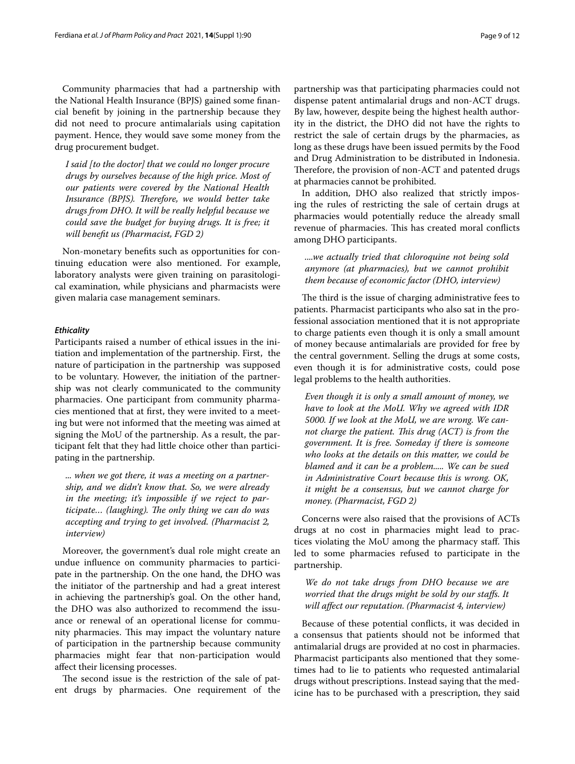Community pharmacies that had a partnership with the National Health Insurance (BPJS) gained some financial benefit by joining in the partnership because they did not need to procure antimalarials using capitation payment. Hence, they would save some money from the drug procurement budget.

> *I said [to the doctor] that we could no longer procure drugs by ourselves because of the high price. Most of our patients were covered by the National Health Insurance (BPJS). Therefore, we would better take drugs from DHO. It will be really helpful because we could save the budget for buying drugs. It is free; it will benefit us (Pharmacist, FGD 2)*

Non-monetary benefits such as opportunities for continuing education were also mentioned. For example, laboratory analysts were given training on parasitological examination, while physicians and pharmacists were given malaria case management seminars.

### *Ethicality*

Participants raised a number of ethical issues in the initiation and implementation of the partnership. First, the nature of participation in the partnership was supposed to be voluntary. However, the initiation of the partnership was not clearly communicated to the community pharmacies. One participant from community pharmacies mentioned that at first, they were invited to a meeting but were not informed that the meeting was aimed at signing the MoU of the partnership. As a result, the participant felt that they had little choice other than participating in the partnership.

> *... when we got there, it was a meeting on a partnership, and we didn't know that. So, we were already in the meeting; it's impossible if we reject to participate… (laughing). The only thing we can do was accepting and trying to get involved. (Pharmacist 2, interview)*

Moreover, the government's dual role might create an undue influence on community pharmacies to participate in the partnership. On the one hand, the DHO was the initiator of the partnership and had a great interest in achieving the partnership's goal. On the other hand, the DHO was also authorized to recommend the issuance or renewal of an operational license for community pharmacies. This may impact the voluntary nature of participation in the partnership because community pharmacies might fear that non-participation would affect their licensing processes.

The second issue is the restriction of the sale of patent drugs by pharmacies. One requirement of the partnership was that participating pharmacies could not dispense patent antimalarial drugs and non-ACT drugs. By law, however, despite being the highest health authority in the district, the DHO did not have the rights to restrict the sale of certain drugs by the pharmacies, as long as these drugs have been issued permits by the Food and Drug Administration to be distributed in Indonesia. Therefore, the provision of non-ACT and patented drugs at pharmacies cannot be prohibited.

In addition, DHO also realized that strictly imposing the rules of restricting the sale of certain drugs at pharmacies would potentially reduce the already small revenue of pharmacies. This has created moral conflicts among DHO participants.

> *....we actually tried that chloroquine not being sold anymore (at pharmacies), but we cannot prohibit them because of economic factor (DHO, interview)*

The third is the issue of charging administrative fees to patients. Pharmacist participants who also sat in the professional association mentioned that it is not appropriate to charge patients even though it is only a small amount of money because antimalarials are provided for free by the central government. Selling the drugs at some costs, even though it is for administrative costs, could pose legal problems to the health authorities.

> *Even though it is only a small amount of money, we have to look at the MoU. Why we agreed with IDR 5000. If we look at the MoU, we are wrong. We cannot charge the patient. This drug (ACT) is from the government. It is free. Someday if there is someone who looks at the details on this matter, we could be blamed and it can be a problem..... We can be sued in Administrative Court because this is wrong. OK, it might be a consensus, but we cannot charge for money. (Pharmacist, FGD 2)*

Concerns were also raised that the provisions of ACTs drugs at no cost in pharmacies might lead to practices violating the MoU among the pharmacy staff. This led to some pharmacies refused to participate in the partnership.

> *We do not take drugs from DHO because we are worried that the drugs might be sold by our staffs. It will affect our reputation. (Pharmacist 4, interview)*

Because of these potential conflicts, it was decided in a consensus that patients should not be informed that antimalarial drugs are provided at no cost in pharmacies. Pharmacist participants also mentioned that they sometimes had to lie to patients who requested antimalarial drugs without prescriptions. Instead saying that the medicine has to be purchased with a prescription, they said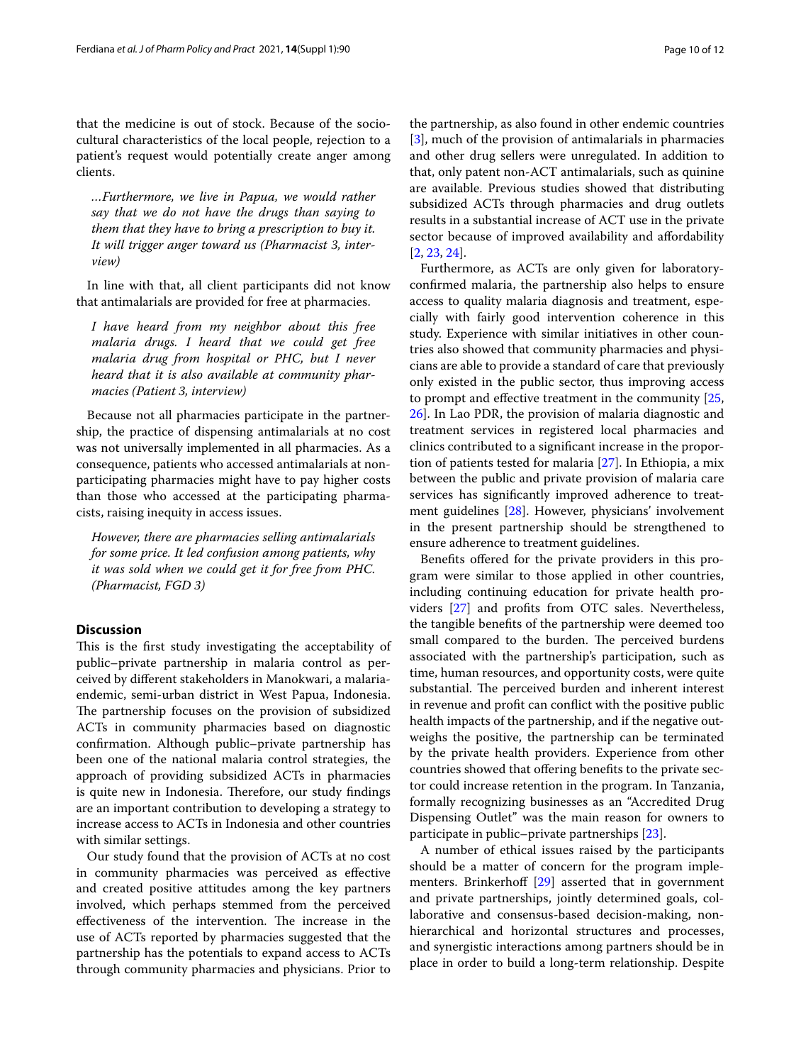that the medicine is out of stock. Because of the socio-cultural characteristics of the local people, rejection to a patient's request would potentially create anger among clients.

> *...Furthermore, we live in Papua, we would rather say that we do not have the drugs than saying to them that they have to bring a prescription to buy it. It will trigger anger toward us (Pharmacist 3, interview)*

In line with that, all client participants did not know that antimalarials are provided for free at pharmacies.

> *I have heard from my neighbor about this free malaria drugs. I heard that we could get free malaria drug from hospital or PHC, but I never heard that it is also available at community pharmacies (Patient 3, interview)*

Because not all pharmacies participate in the partnership, the practice of dispensing antimalarials at no cost was not universally implemented in all pharmacies. As a consequence, patients who accessed antimalarials at non-participating pharmacies might have to pay higher costs than those who accessed at the participating pharmacists, raising inequity in access issues.

> *However, there are pharmacies selling antimalarials for some price. It led confusion among patients, why it was sold when we could get it for free from PHC. (Pharmacist, FGD 3)*

## Discussion

This is the first study investigating the acceptability of public–private partnership in malaria control as perceived by different stakeholders in Manokwari, a malaria-endemic, semi-urban district in West Papua, Indonesia. The partnership focuses on the provision of subsidized ACTs in community pharmacies based on diagnostic confirmation. Although public–private partnership has been one of the national malaria control strategies, the approach of providing subsidized ACTs in pharmacies is quite new in Indonesia. Therefore, our study findings are an important contribution to developing a strategy to increase access to ACTs in Indonesia and other countries with similar settings.

Our study found that the provision of ACTs at no cost in community pharmacies was perceived as effective and created positive attitudes among the key partners involved, which perhaps stemmed from the perceived effectiveness of the intervention. The increase in the use of ACTs reported by pharmacies suggested that the partnership has the potentials to expand access to ACTs through community pharmacies and physicians. Prior to the partnership, as also found in other endemic countries [3], much of the provision of antimalarials in pharmacies and other drug sellers were unregulated. In addition to that, only patent non-ACT antimalarials, such as quinine are available. Previous studies showed that distributing subsidized ACTs through pharmacies and drug outlets results in a substantial increase of ACT use in the private sector because of improved availability and affordability [2, 23, 24].

Furthermore, as ACTs are only given for laboratory-confirmed malaria, the partnership also helps to ensure access to quality malaria diagnosis and treatment, especially with fairly good intervention coherence in this study. Experience with similar initiatives in other countries also showed that community pharmacies and physicians are able to provide a standard of care that previously only existed in the public sector, thus improving access to prompt and effective treatment in the community [25, 26]. In Lao PDR, the provision of malaria diagnostic and treatment services in registered local pharmacies and clinics contributed to a significant increase in the proportion of patients tested for malaria [27]. In Ethiopia, a mix between the public and private provision of malaria care services has significantly improved adherence to treatment guidelines [28]. However, physicians' involvement in the present partnership should be strengthened to ensure adherence to treatment guidelines.

Benefits offered for the private providers in this program were similar to those applied in other countries, including continuing education for private health providers [27] and profits from OTC sales. Nevertheless, the tangible benefits of the partnership were deemed too small compared to the burden. The perceived burdens associated with the partnership's participation, such as time, human resources, and opportunity costs, were quite substantial. The perceived burden and inherent interest in revenue and profit can conflict with the positive public health impacts of the partnership, and if the negative outweighs the positive, the partnership can be terminated by the private health providers. Experience from other countries showed that offering benefits to the private sector could increase retention in the program. In Tanzania, formally recognizing businesses as an "Accredited Drug Dispensing Outlet" was the main reason for owners to participate in public–private partnerships [23].

A number of ethical issues raised by the participants should be a matter of concern for the program implementers. Brinkerhoff [29] asserted that in government and private partnerships, jointly determined goals, collaborative and consensus-based decision-making, non-hierarchical and horizontal structures and processes, and synergistic interactions among partners should be in place in order to build a long-term relationship. Despite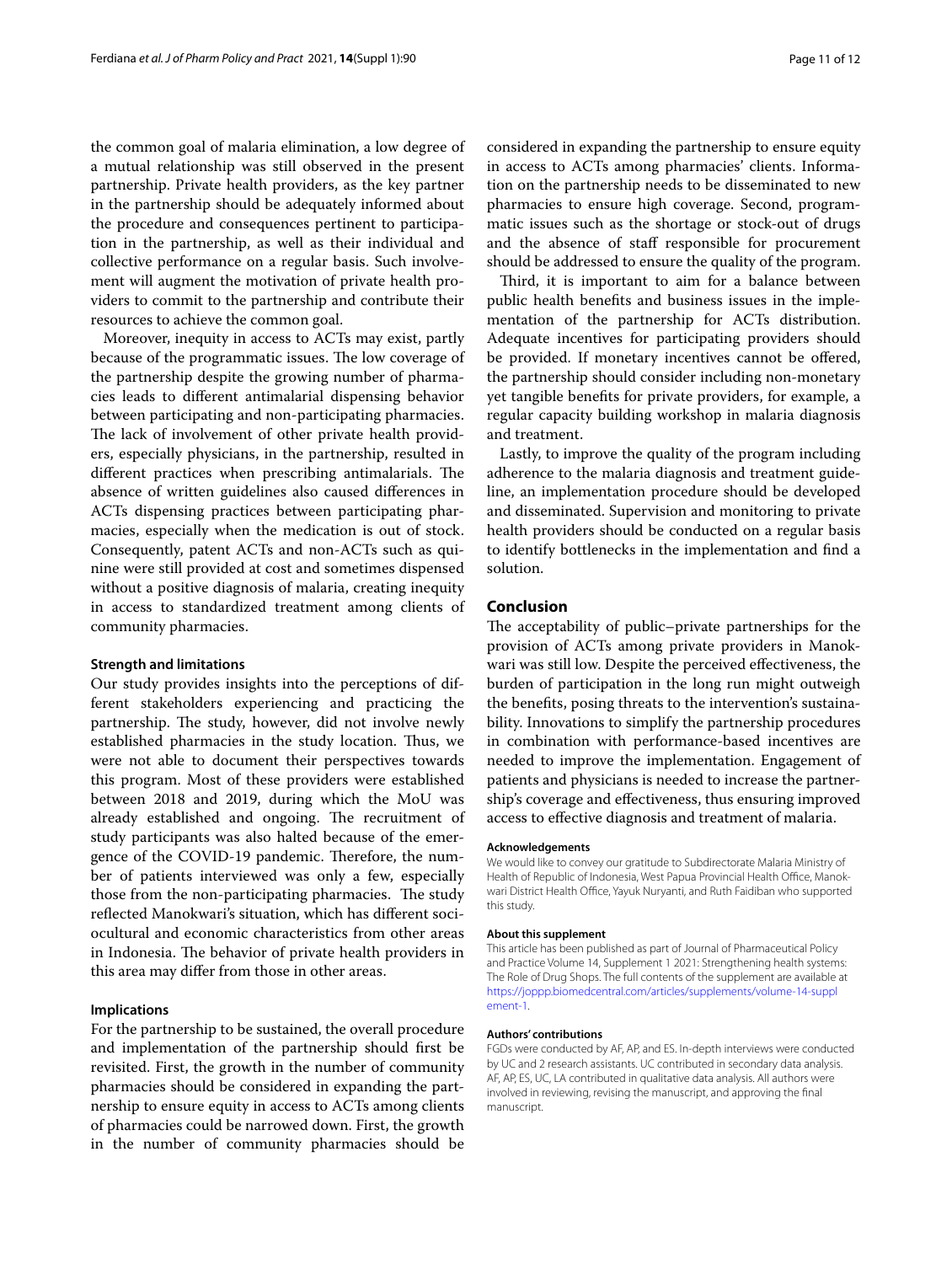the common goal of malaria elimination, a low degree of a mutual relationship was still observed in the present partnership. Private health providers, as the key partner in the partnership should be adequately informed about the procedure and consequences pertinent to participation in the partnership, as well as their individual and collective performance on a regular basis. Such involvement will augment the motivation of private health providers to commit to the partnership and contribute their resources to achieve the common goal.

Moreover, inequity in access to ACTs may exist, partly because of the programmatic issues. The low coverage of the partnership despite the growing number of pharmacies leads to different antimalarial dispensing behavior between participating and non-participating pharmacies. The lack of involvement of other private health providers, especially physicians, in the partnership, resulted in different practices when prescribing antimalarials. The absence of written guidelines also caused differences in ACTs dispensing practices between participating pharmacies, especially when the medication is out of stock. Consequently, patent ACTs and non-ACTs such as quinine were still provided at cost and sometimes dispensed without a positive diagnosis of malaria, creating inequity in access to standardized treatment among clients of community pharmacies.

### Strength and limitations

Our study provides insights into the perceptions of different stakeholders experiencing and practicing the partnership. The study, however, did not involve newly established pharmacies in the study location. Thus, we were not able to document their perspectives towards this program. Most of these providers were established between 2018 and 2019, during which the MoU was already established and ongoing. The recruitment of study participants was also halted because of the emergence of the COVID-19 pandemic. Therefore, the number of patients interviewed was only a few, especially those from the non-participating pharmacies. The study reflected Manokwari's situation, which has different sociocultural and economic characteristics from other areas in Indonesia. The behavior of private health providers in this area may differ from those in other areas.

### Implications

For the partnership to be sustained, the overall procedure and implementation of the partnership should first be revisited. First, the growth in the number of community pharmacies should be considered in expanding the partnership to ensure equity in access to ACTs among clients of pharmacies could be narrowed down. First, the growth in the number of community pharmacies should be considered in expanding the partnership to ensure equity in access to ACTs among pharmacies' clients. Information on the partnership needs to be disseminated to new pharmacies to ensure high coverage. Second, programmatic issues such as the shortage or stock-out of drugs and the absence of staff responsible for procurement should be addressed to ensure the quality of the program.

Third, it is important to aim for a balance between public health benefits and business issues in the implementation of the partnership for ACTs distribution. Adequate incentives for participating providers should be provided. If monetary incentives cannot be offered, the partnership should consider including non-monetary yet tangible benefits for private providers, for example, a regular capacity building workshop in malaria diagnosis and treatment.

Lastly, to improve the quality of the program including adherence to the malaria diagnosis and treatment guideline, an implementation procedure should be developed and disseminated. Supervision and monitoring to private health providers should be conducted on a regular basis to identify bottlenecks in the implementation and find a solution.

## Conclusion

The acceptability of public–private partnerships for the provision of ACTs among private providers in Manokwari was still low. Despite the perceived effectiveness, the burden of participation in the long run might outweigh the benefits, posing threats to the intervention's sustainability. Innovations to simplify the partnership procedures in combination with performance-based incentives are needed to improve the implementation. Engagement of patients and physicians is needed to increase the partnership's coverage and effectiveness, thus ensuring improved access to effective diagnosis and treatment of malaria.

#### Acknowledgements

We would like to convey our gratitude to Subdirectorate Malaria Ministry of Health of Republic of Indonesia, West Papua Provincial Health Office, Manokwari District Health Office, Yayuk Nuryanti, and Ruth Faidiban who supported this study.

#### About this supplement

This article has been published as part of Journal of Pharmaceutical Policy and Practice Volume 14, Supplement 1 2021: Strengthening health systems: The Role of Drug Shops. The full contents of the supplement are available at https://joppp.biomedcentral.com/articles/supplements/volume-14-supplement-1.

#### Authors' contributions

FGDs were conducted by AF, AP, and ES. In-depth interviews were conducted by UC and 2 research assistants. UC contributed in secondary data analysis. AF, AP, ES, UC, LA contributed in qualitative data analysis. All authors were involved in reviewing, revising the manuscript, and approving the final manuscript.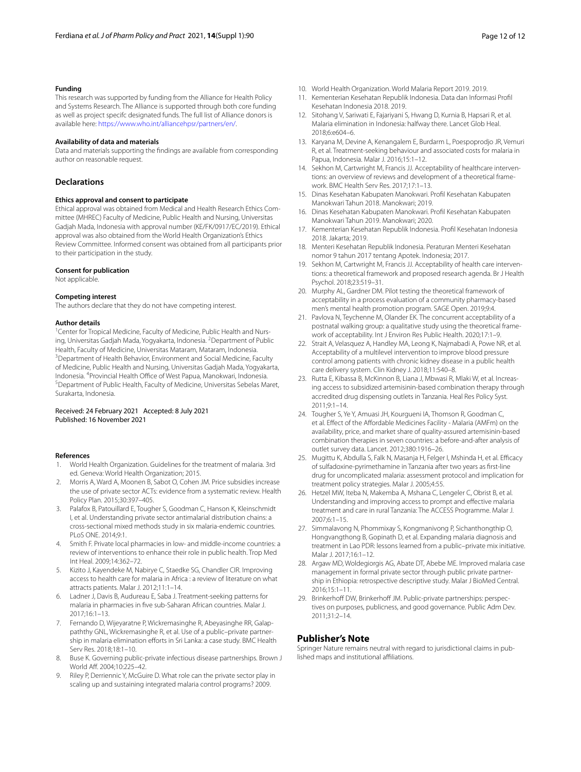#### Funding

This research was supported by funding from the Alliance for Health Policy and Systems Research. The Alliance is supported through both core funding as well as project specifc designated funds. The full list of Alliance donors is available here: https://www.who.int/alliancehpsr/partners/en/.

#### Availability of data and materials

Data and materials supporting the findings are available from corresponding author on reasonable request.

## Declarations

#### Ethics approval and consent to participate

Ethical approval was obtained from Medical and Health Research Ethics Committee (MHREC) Faculty of Medicine, Public Health and Nursing, Universitas Gadjah Mada, Indonesia with approval number (KE/FK/0917/EC/2019). Ethical approval was also obtained from the World Health Organization's Ethics Review Committee. Informed consent was obtained from all participants prior to their participation in the study.

#### Consent for publication

Not applicable.

#### Competing interest

The authors declare that they do not have competing interest.

#### Author details

[1]Center for Tropical Medicine, Faculty of Medicine, Public Health and Nursing, Universitas Gadjah Mada, Yogyakarta, Indonesia. [2]Department of Public Health, Faculty of Medicine, Universitas Mataram, Mataram, Indonesia. [3]Department of Health Behavior, Environment and Social Medicine, Faculty of Medicine, Public Health and Nursing, Universitas Gadjah Mada, Yogyakarta, Indonesia. [4]Provincial Health Office of West Papua, Manokwari, Indonesia. [5]Department of Public Health, Faculty of Medicine, Universitas Sebelas Maret, Surakarta, Indonesia.

Received: 24 February 2021 Accepted: 8 July 2021
Published: 16 November 2021

#### References

1. World Health Organization. Guidelines for the treatment of malaria. 3rd ed. Geneva: World Health Organization; 2015.
2. Morris A, Ward A, Moonen B, Sabot O, Cohen JM. Price subsidies increase the use of private sector ACTs: evidence from a systematic review. Health Policy Plan. 2015;30:397–405.
3. Palafox B, Patouillard E, Tougher S, Goodman C, Hanson K, Kleinschmidt I, et al. Understanding private sector antimalarial distribution chains: a cross-sectional mixed methods study in six malaria-endemic countries. PLoS ONE. 2014;9:1.
4. Smith F. Private local pharmacies in low- and middle-income countries: a review of interventions to enhance their role in public health. Trop Med Int Heal. 2009;14:362–72.
5. Kizito J, Kayendeke M, Nabirye C, Staedke SG, Chandler CIR. Improving access to health care for malaria in Africa : a review of literature on what attracts patients. Malar J. 2012;11:1–14.
6. Ladner J, Davis B, Audureau E, Saba J. Treatment-seeking patterns for malaria in pharmacies in five sub-Saharan African countries. Malar J. 2017;16:1–13.
7. Fernando D, Wijeyaratne P, Wickremasinghe R, Abeyasinghe RR, Galappaththy GNL, Wickremasinghe R, et al. Use of a public–private partnership in malaria elimination efforts in Sri Lanka: a case study. BMC Health Serv Res. 2018;18:1–10.
8. Buse K. Governing public-private infectious disease partnerships. Brown J World Aff. 2004;10:225–42.
9. Riley P, Derriennic Y, McGuire D. What role can the private sector play in scaling up and sustaining integrated malaria control programs? 2009.
10. World Health Organization. World Malaria Report 2019. 2019.
11. Kementerian Kesehatan Republik Indonesia. Data dan Informasi Profil Kesehatan Indonesia 2018. 2019.
12. Sitohang V, Sariwati E, Fajariyani S, Hwang D, Kurnia B, Hapsari R, et al. Malaria elimination in Indonesia: halfway there. Lancet Glob Heal. 2018;6:e604–6.
13. Karyana M, Devine A, Kenangalem E, Burdarm L, Poespoprodjo JR, Vemuri R, et al. Treatment-seeking behaviour and associated costs for malaria in Papua, Indonesia. Malar J. 2016;15:1–12.
14. Sekhon M, Cartwright M, Francis JJ. Acceptability of healthcare interventions: an overview of reviews and development of a theoretical framework. BMC Health Serv Res. 2017;17:1–13.
15. Dinas Kesehatan Kabupaten Manokwari. Profil Kesehatan Kabupaten Manokwari Tahun 2018. Manokwari; 2019.
16. Dinas Kesehatan Kabupaten Manokwari. Profil Kesehatan Kabupaten Manokwari Tahun 2019. Manokwari; 2020.
17. Kementerian Kesehatan Republik Indonesia. Profil Kesehatan Indonesia 2018. Jakarta; 2019.
18. Menteri Kesehatan Republik Indonesia. Peraturan Menteri Kesehatan nomor 9 tahun 2017 tentang Apotek. Indonesia; 2017.
19. Sekhon M, Cartwright M, Francis JJ. Acceptability of health care interventions: a theoretical framework and proposed research agenda. Br J Health Psychol. 2018;23:519–31.
20. Murphy AL, Gardner DM. Pilot testing the theoretical framework of acceptability in a process evaluation of a community pharmacy-based men's mental health promotion program. SAGE Open. 2019;9:4.
21. Pavlova N, Teychenne M, Olander EK. The concurrent acceptability of a postnatal walking group: a qualitative study using the theoretical framework of acceptability. Int J Environ Res Public Health. 2020;17:1–9.
22. Strait A, Velasquez A, Handley MA, Leong K, Najmabadi A, Powe NR, et al. Acceptability of a multilevel intervention to improve blood pressure control among patients with chronic kidney disease in a public health care delivery system. Clin Kidney J. 2018;11:540–8.
23. Rutta E, Kibassa B, McKinnon B, Liana J, Mbwasi R, Mlaki W, et al. Increasing access to subsidized artemisinin-based combination therapy through accredited drug dispensing outlets in Tanzania. Heal Res Policy Syst. 2011;9:1–14.
24. Tougher S, Ye Y, Amuasi JH, Kourgueni IA, Thomson R, Goodman C, et al. Effect of the Affordable Medicines Facility - Malaria (AMFm) on the availability, price, and market share of quality-assured artemisinin-based combination therapies in seven countries: a before-and-after analysis of outlet survey data. Lancet. 2012;380:1916–26.
25. Mugittu K, Abdulla S, Falk N, Masanja H, Felger I, Mshinda H, et al. Efficacy of sulfadoxine-pyrimethamine in Tanzania after two years as first-line drug for uncomplicated malaria: assessment protocol and implication for treatment policy strategies. Malar J. 2005;4:55.
26. Hetzel MW, Iteba N, Makemba A, Mshana C, Lengeler C, Obrist B, et al. Understanding and improving access to prompt and effective malaria treatment and care in rural Tanzania: The ACCESS Programme. Malar J. 2007;6:1–15.
27. Simmalavong N, Phommixay S, Kongmanivong P, Sichanthongthip O, Hongvangthong B, Gopinath D, et al. Expanding malaria diagnosis and treatment in Lao PDR: lessons learned from a public–private mix initiative. Malar J. 2017;16:1–12.
28. Argaw MD, Woldegiorgis AG, Abate DT, Abebe ME. Improved malaria case management in formal private sector through public private partnership in Ethiopia: retrospective descriptive study. Malar J BioMed Central. 2016;15:1–11.
29. Brinkerhoff DW, Brinkerhoff JM. Public-private partnerships: perspectives on purposes, publicness, and good governance. Public Adm Dev. 2011;31:2–14.

## Publisher's Note

Springer Nature remains neutral with regard to jurisdictional claims in published maps and institutional affiliations.